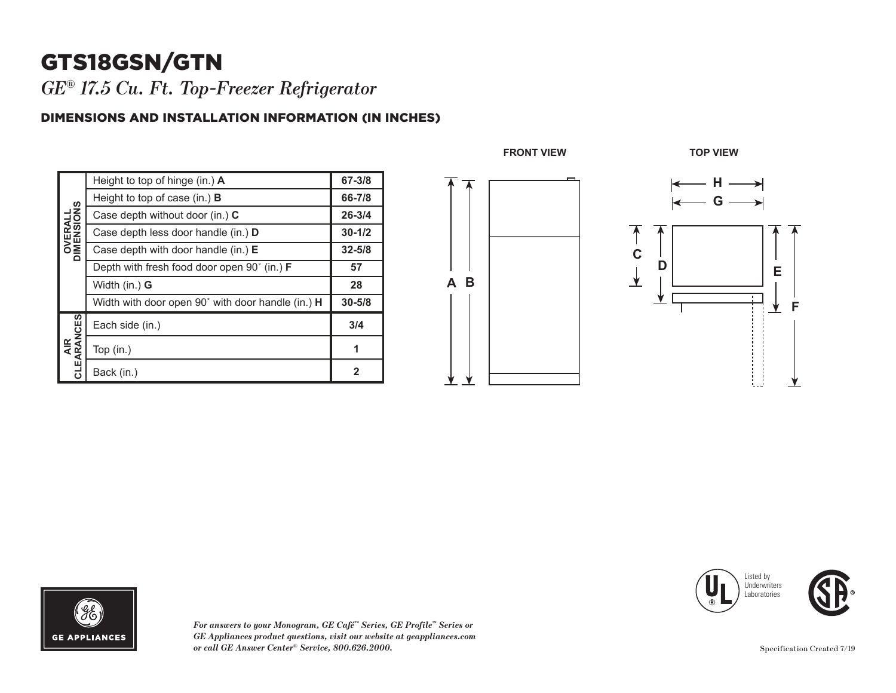# GTS18GSN/GTN

*GE® 17.5 Cu. Ft. Top-Freezer Refrigerator*

## DIMENSIONS AND INSTALLATION INFORMATION (IN INCHES)

| | | |
|---|---|---|
| **OVERALL DIMENSIONS** | Height to top of hinge (in.) **A** | **67-3/8** |
| | Height to top of case (in.) **B** | **66-7/8** |
| | Case depth without door (in.) **C** | **26-3/4** |
| | Case depth less door handle (in.) **D** | **30-1/2** |
| | Case depth with door handle (in.) **E** | **32-5/8** |
| | Depth with fresh food door open 90˚ (in.) **F** | **57** |
| | Width (in.) **G** | **28** |
| | Width with door open 90˚ with door handle (in.) **H** | **30-5/8** |
| **AIR CLEARANCES** | Each side (in.) | **3/4** |
| | Top (in.) | **1** |
| | Back (in.) | **2** |

**FRONT VIEW**

**TOP VIEW**

*For answers to your Monogram, GE Café™ Series, GE Profile™ Series or GE Appliances product questions, visit our website at geappliances.com or call GE Answer Center® Service, 800.626.2000.*

Listed by Underwriters Laboratories

Specification Created 7/19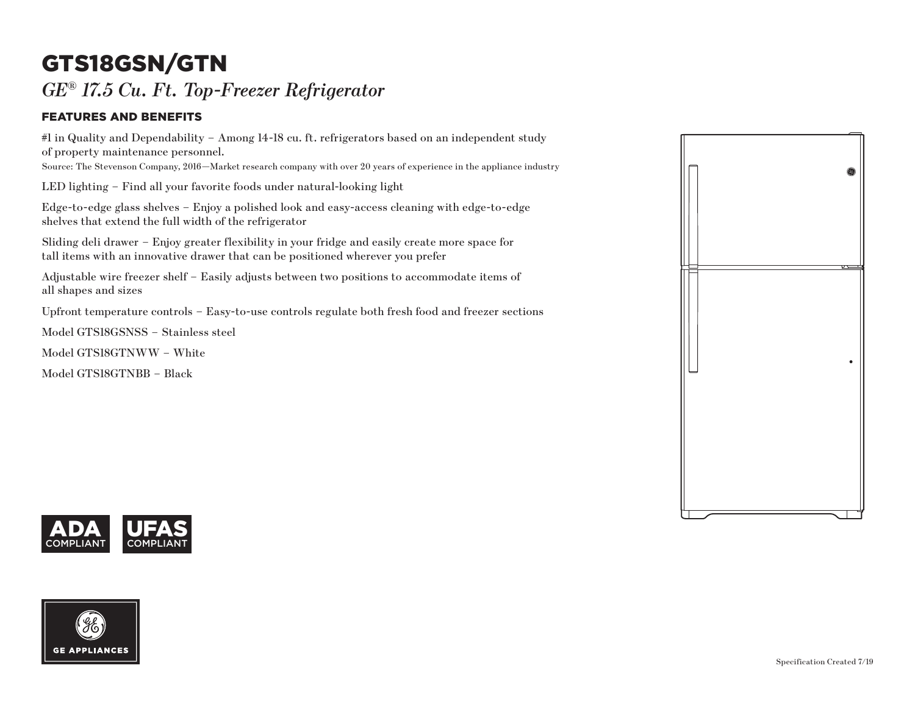# GTS18GSN/GTN

*GE® 17.5 Cu. Ft. Top-Freezer Refrigerator*

## FEATURES AND BENEFITS

#1 in Quality and Dependability – Among 14-18 cu. ft. refrigerators based on an independent study of property maintenance personnel.
Source: The Stevenson Company, 2016—Market research company with over 20 years of experience in the appliance industry

LED lighting – Find all your favorite foods under natural-looking light

Edge-to-edge glass shelves – Enjoy a polished look and easy-access cleaning with edge-to-edge shelves that extend the full width of the refrigerator

Sliding deli drawer – Enjoy greater flexibility in your fridge and easily create more space for tall items with an innovative drawer that can be positioned wherever you prefer

Adjustable wire freezer shelf – Easily adjusts between two positions to accommodate items of all shapes and sizes

Upfront temperature controls – Easy-to-use controls regulate both fresh food and freezer sections

Model GTS18GSNSS – Stainless steel

Model GTS18GTNWW – White

Model GTS18GTNBB – Black

**ADA** COMPLIANT

**UFAS** COMPLIANT

GE APPLIANCES

Specification Created 7/19